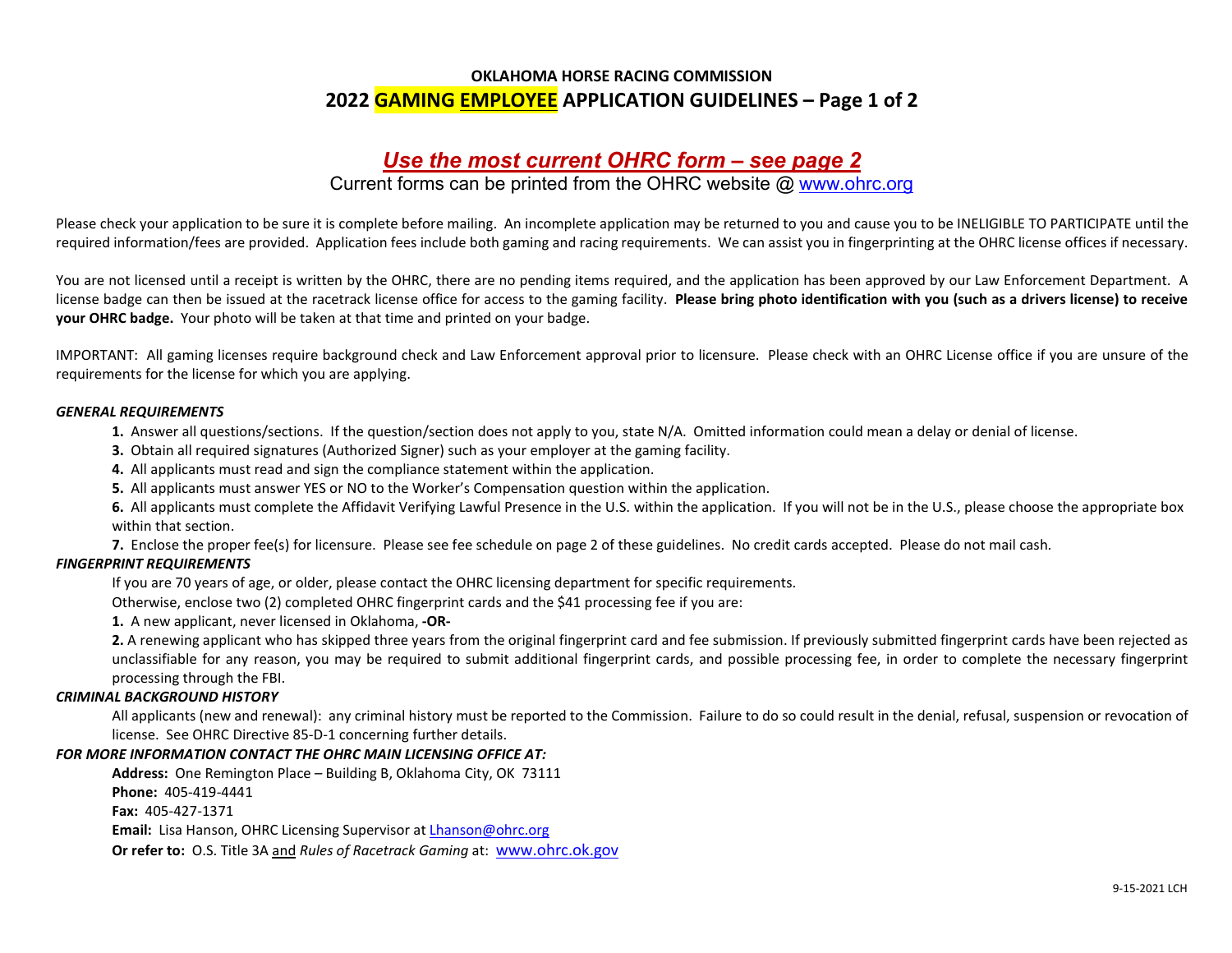**OKLAHOMA HORSE RACING COMMISSION**

# 2022 GAMING EMPLOYEE APPLICATION GUIDELINES – Page 1 of 2

## *Use the most current OHRC form – see page 2*

Current forms can be printed from the OHRC website @ www.ohrc.org

Please check your application to be sure it is complete before mailing. An incomplete application may be returned to you and cause you to be INELIGIBLE TO PARTICIPATE until the required information/fees are provided. Application fees include both gaming and racing requirements. We can assist you in fingerprinting at the OHRC license offices if necessary.

You are not licensed until a receipt is written by the OHRC, there are no pending items required, and the application has been approved by our Law Enforcement Department. A license badge can then be issued at the racetrack license office for access to the gaming facility. **Please bring photo identification with you (such as a drivers license) to receive your OHRC badge.** Your photo will be taken at that time and printed on your badge.

IMPORTANT: All gaming licenses require background check and Law Enforcement approval prior to licensure. Please check with an OHRC License office if you are unsure of the requirements for the license for which you are applying.

***GENERAL REQUIREMENTS***

**1.** Answer all questions/sections. If the question/section does not apply to you, state N/A. Omitted information could mean a delay or denial of license.

**3.** Obtain all required signatures (Authorized Signer) such as your employer at the gaming facility.

**4.** All applicants must read and sign the compliance statement within the application.

**5.** All applicants must answer YES or NO to the Worker's Compensation question within the application.

**6.** All applicants must complete the Affidavit Verifying Lawful Presence in the U.S. within the application. If you will not be in the U.S., please choose the appropriate box within that section.

**7.** Enclose the proper fee(s) for licensure. Please see fee schedule on page 2 of these guidelines. No credit cards accepted. Please do not mail cash.

***FINGERPRINT REQUIREMENTS***

If you are 70 years of age, or older, please contact the OHRC licensing department for specific requirements.

Otherwise, enclose two (2) completed OHRC fingerprint cards and the $41 processing fee if you are:

**1.** A new applicant, never licensed in Oklahoma, **-OR-**

**2.** A renewing applicant who has skipped three years from the original fingerprint card and fee submission. If previously submitted fingerprint cards have been rejected as unclassifiable for any reason, you may be required to submit additional fingerprint cards, and possible processing fee, in order to complete the necessary fingerprint processing through the FBI.

***CRIMINAL BACKGROUND HISTORY***

All applicants (new and renewal): any criminal history must be reported to the Commission. Failure to do so could result in the denial, refusal, suspension or revocation of license. See OHRC Directive 85-D-1 concerning further details.

***FOR MORE INFORMATION CONTACT THE OHRC MAIN LICENSING OFFICE AT:***

**Address:** One Remington Place – Building B, Oklahoma City, OK 73111

**Phone:** 405-419-4441

**Fax:** 405-427-1371

**Email:** Lisa Hanson, OHRC Licensing Supervisor at Lhanson@ohrc.org

**Or refer to:** O.S. Title 3A and *Rules of Racetrack Gaming* at: www.ohrc.ok.gov

9-15-2021 LCH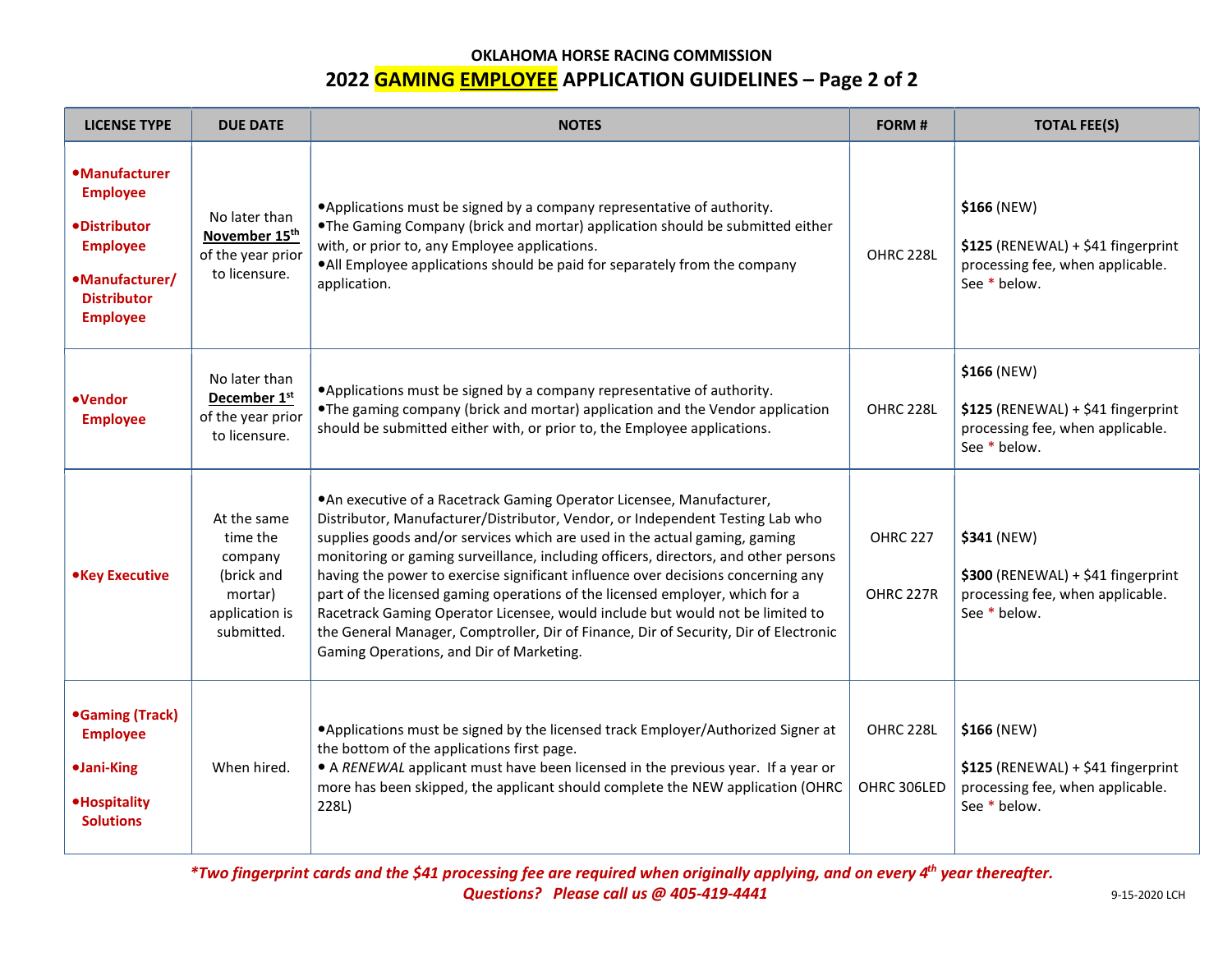# OKLAHOMA HORSE RACING COMMISSION

## 2022 GAMING EMPLOYEE APPLICATION GUIDELINES – Page 2 of 2

| LICENSE TYPE | DUE DATE | NOTES | FORM # | TOTAL FEE(S) |
|---|---|---|---|---|
| •Manufacturer Employee<br>•Distributor Employee<br>•Manufacturer/ Distributor Employee | No later than **November 15th** of the year prior to licensure. | •Applications must be signed by a company representative of authority.<br>•The Gaming Company (brick and mortar) application should be submitted either with, or prior to, any Employee applications.<br>•All Employee applications should be paid for separately from the company application. | OHRC 228L | **$166** (NEW)<br><br>**$125** (RENEWAL) + $41 fingerprint processing fee, when applicable. See * below. |
| •Vendor Employee | No later than **December 1st** of the year prior to licensure. | •Applications must be signed by a company representative of authority.<br>•The gaming company (brick and mortar) application and the Vendor application should be submitted either with, or prior to, the Employee applications. | OHRC 228L | **$166** (NEW)<br><br>**$125** (RENEWAL) + $41 fingerprint processing fee, when applicable. See * below. |
| •Key Executive | At the same time the company (brick and mortar) application is submitted. | •An executive of a Racetrack Gaming Operator Licensee, Manufacturer, Distributor, Manufacturer/Distributor, Vendor, or Independent Testing Lab who supplies goods and/or services which are used in the actual gaming, gaming monitoring or gaming surveillance, including officers, directors, and other persons having the power to exercise significant influence over decisions concerning any part of the licensed gaming operations of the licensed employer, which for a Racetrack Gaming Operator Licensee, would include but would not be limited to the General Manager, Comptroller, Dir of Finance, Dir of Security, Dir of Electronic Gaming Operations, and Dir of Marketing. | OHRC 227<br><br>OHRC 227R | **$341** (NEW)<br><br>**$300** (RENEWAL) + $41 fingerprint processing fee, when applicable. See * below. |
| •Gaming (Track) Employee<br>•Jani-King<br>•Hospitality Solutions | When hired. | •Applications must be signed by the licensed track Employer/Authorized Signer at the bottom of the applications first page.<br>• A *RENEWAL* applicant must have been licensed in the previous year. If a year or more has been skipped, the applicant should complete the NEW application (OHRC 228L) | OHRC 228L<br><br>OHRC 306LED | **$166** (NEW)<br><br>**$125** (RENEWAL) + $41 fingerprint processing fee, when applicable. See * below. |

***Two fingerprint cards and the $41 processing fee are required when originally applying, and on every 4th year thereafter.***

***Questions? Please call us @ 405-419-4441***

9-15-2020 LCH